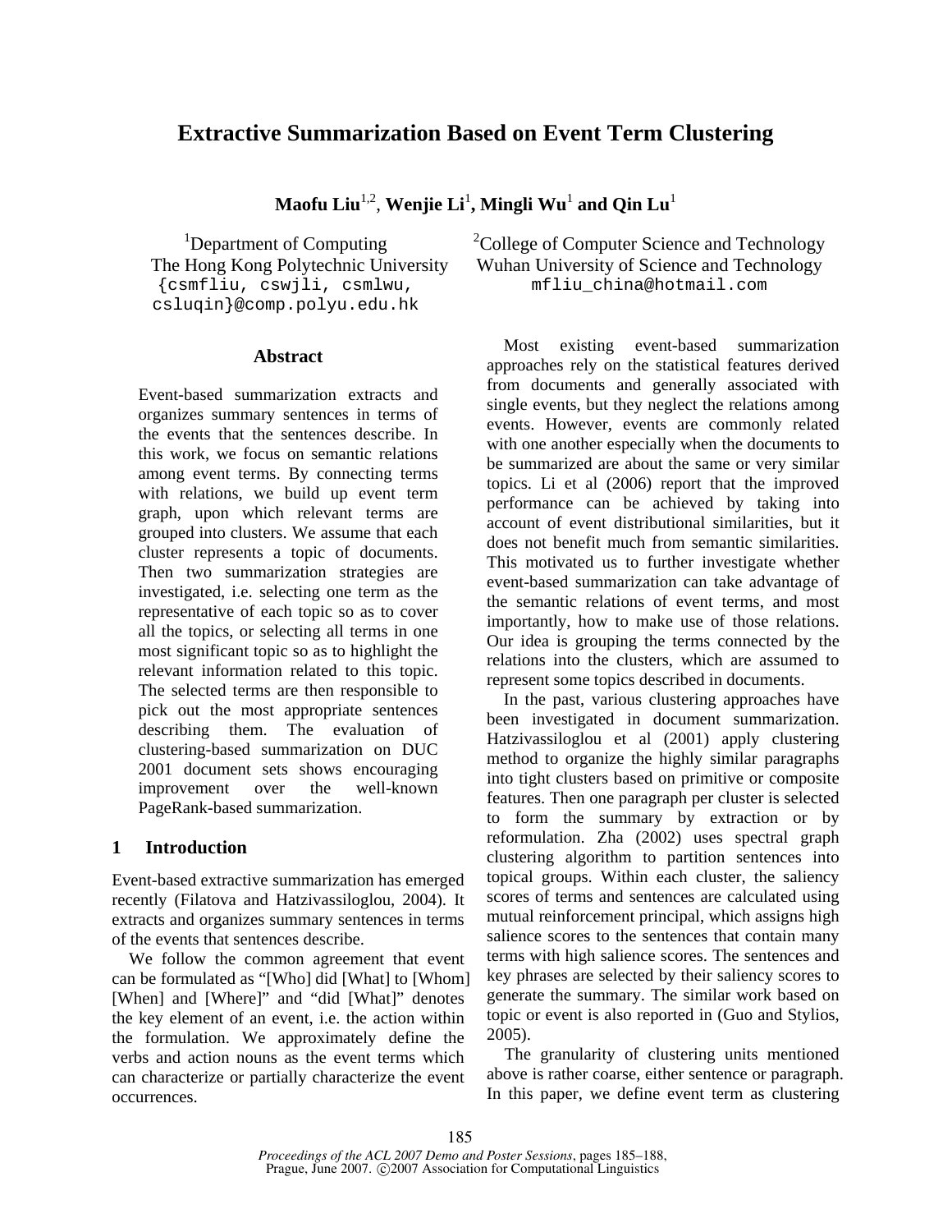# Extractive Summarization Based on Event Term Clustering

**Maofu Liu**[1,2], **Wenjie Li**[1], **Mingli Wu**[1] **and Qin Lu**[1]

[1]Department of Computing
The Hong Kong Polytechnic University
{csmfliu, cswjli, csmlwu, csluqin}@comp.polyu.edu.hk

[2]College of Computer Science and Technology
Wuhan University of Science and Technology
mfliu_china@hotmail.com

## Abstract

Event-based summarization extracts and organizes summary sentences in terms of the events that the sentences describe. In this work, we focus on semantic relations among event terms. By connecting terms with relations, we build up event term graph, upon which relevant terms are grouped into clusters. We assume that each cluster represents a topic of documents. Then two summarization strategies are investigated, i.e. selecting one term as the representative of each topic so as to cover all the topics, or selecting all terms in one most significant topic so as to highlight the relevant information related to this topic. The selected terms are then responsible to pick out the most appropriate sentences describing them. The evaluation of clustering-based summarization on DUC 2001 document sets shows encouraging improvement over the well-known PageRank-based summarization.

## 1 Introduction

Event-based extractive summarization has emerged recently (Filatova and Hatzivassiloglou, 2004). It extracts and organizes summary sentences in terms of the events that sentences describe.

We follow the common agreement that event can be formulated as "[Who] did [What] to [Whom] [When] and [Where]" and "did [What]" denotes the key element of an event, i.e. the action within the formulation. We approximately define the verbs and action nouns as the event terms which can characterize or partially characterize the event occurrences.

Most existing event-based summarization approaches rely on the statistical features derived from documents and generally associated with single events, but they neglect the relations among events. However, events are commonly related with one another especially when the documents to be summarized are about the same or very similar topics. Li et al (2006) report that the improved performance can be achieved by taking into account of event distributional similarities, but it does not benefit much from semantic similarities. This motivated us to further investigate whether event-based summarization can take advantage of the semantic relations of event terms, and most importantly, how to make use of those relations. Our idea is grouping the terms connected by the relations into the clusters, which are assumed to represent some topics described in documents.

In the past, various clustering approaches have been investigated in document summarization. Hatzivassiloglou et al (2001) apply clustering method to organize the highly similar paragraphs into tight clusters based on primitive or composite features. Then one paragraph per cluster is selected to form the summary by extraction or by reformulation. Zha (2002) uses spectral graph clustering algorithm to partition sentences into topical groups. Within each cluster, the saliency scores of terms and sentences are calculated using mutual reinforcement principal, which assigns high salience scores to the sentences that contain many terms with high salience scores. The sentences and key phrases are selected by their saliency scores to generate the summary. The similar work based on topic or event is also reported in (Guo and Stylios, 2005).

The granularity of clustering units mentioned above is rather coarse, either sentence or paragraph. In this paper, we define event term as clustering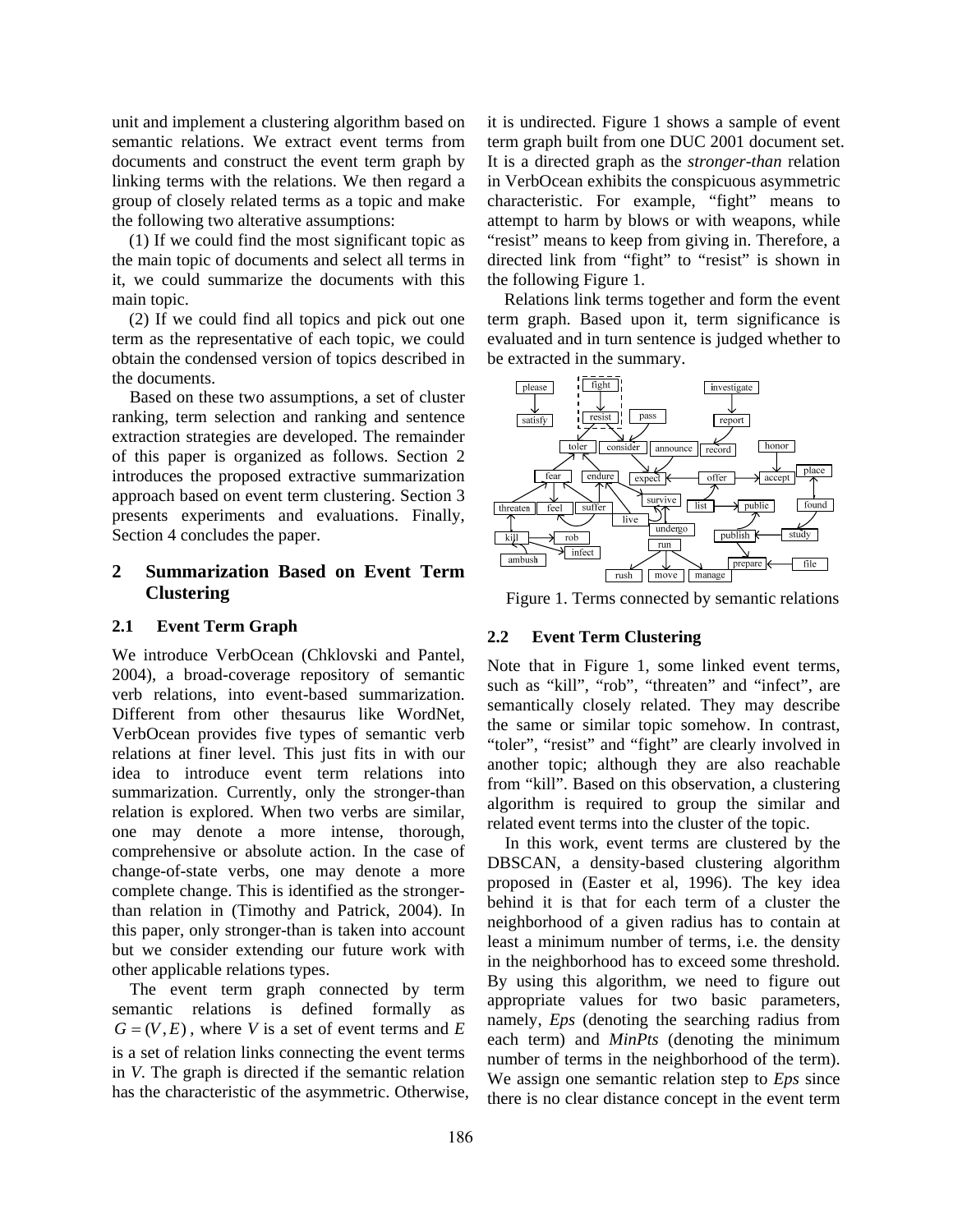unit and implement a clustering algorithm based on semantic relations. We extract event terms from documents and construct the event term graph by linking terms with the relations. We then regard a group of closely related terms as a topic and make the following two alterative assumptions:

(1) If we could find the most significant topic as the main topic of documents and select all terms in it, we could summarize the documents with this main topic.

(2) If we could find all topics and pick out one term as the representative of each topic, we could obtain the condensed version of topics described in the documents.

Based on these two assumptions, a set of cluster ranking, term selection and ranking and sentence extraction strategies are developed. The remainder of this paper is organized as follows. Section 2 introduces the proposed extractive summarization approach based on event term clustering. Section 3 presents experiments and evaluations. Finally, Section 4 concludes the paper.

## 2 Summarization Based on Event Term Clustering

### 2.1 Event Term Graph

We introduce VerbOcean (Chklovski and Pantel, 2004), a broad-coverage repository of semantic verb relations, into event-based summarization. Different from other thesaurus like WordNet, VerbOcean provides five types of semantic verb relations at finer level. This just fits in with our idea to introduce event term relations into summarization. Currently, only the stronger-than relation is explored. When two verbs are similar, one may denote a more intense, thorough, comprehensive or absolute action. In the case of change-of-state verbs, one may denote a more complete change. This is identified as the stronger-than relation in (Timothy and Patrick, 2004). In this paper, only stronger-than is taken into account but we consider extending our future work with other applicable relations types.

The event term graph connected by term semantic relations is defined formally as $G = (V, E)$, where $V$ is a set of event terms and $E$ is a set of relation links connecting the event terms in $V$. The graph is directed if the semantic relation has the characteristic of the asymmetric. Otherwise, it is undirected. Figure 1 shows a sample of event term graph built from one DUC 2001 document set. It is a directed graph as the *stronger-than* relation in VerbOcean exhibits the conspicuous asymmetric characteristic. For example, "fight" means to attempt to harm by blows or with weapons, while "resist" means to keep from giving in. Therefore, a directed link from "fight" to "resist" is shown in the following Figure 1.

Relations link terms together and form the event term graph. Based upon it, term significance is evaluated and in turn sentence is judged whether to be extracted in the summary.

Figure 1. Terms connected by semantic relations

### 2.2 Event Term Clustering

Note that in Figure 1, some linked event terms, such as "kill", "rob", "threaten" and "infect", are semantically closely related. They may describe the same or similar topic somehow. In contrast, "toler", "resist" and "fight" are clearly involved in another topic; although they are also reachable from "kill". Based on this observation, a clustering algorithm is required to group the similar and related event terms into the cluster of the topic.

In this work, event terms are clustered by the DBSCAN, a density-based clustering algorithm proposed in (Easter et al, 1996). The key idea behind it is that for each term of a cluster the neighborhood of a given radius has to contain at least a minimum number of terms, i.e. the density in the neighborhood has to exceed some threshold. By using this algorithm, we need to figure out appropriate values for two basic parameters, namely, *Eps* (denoting the searching radius from each term) and *MinPts* (denoting the minimum number of terms in the neighborhood of the term). We assign one semantic relation step to *Eps* since there is no clear distance concept in the event term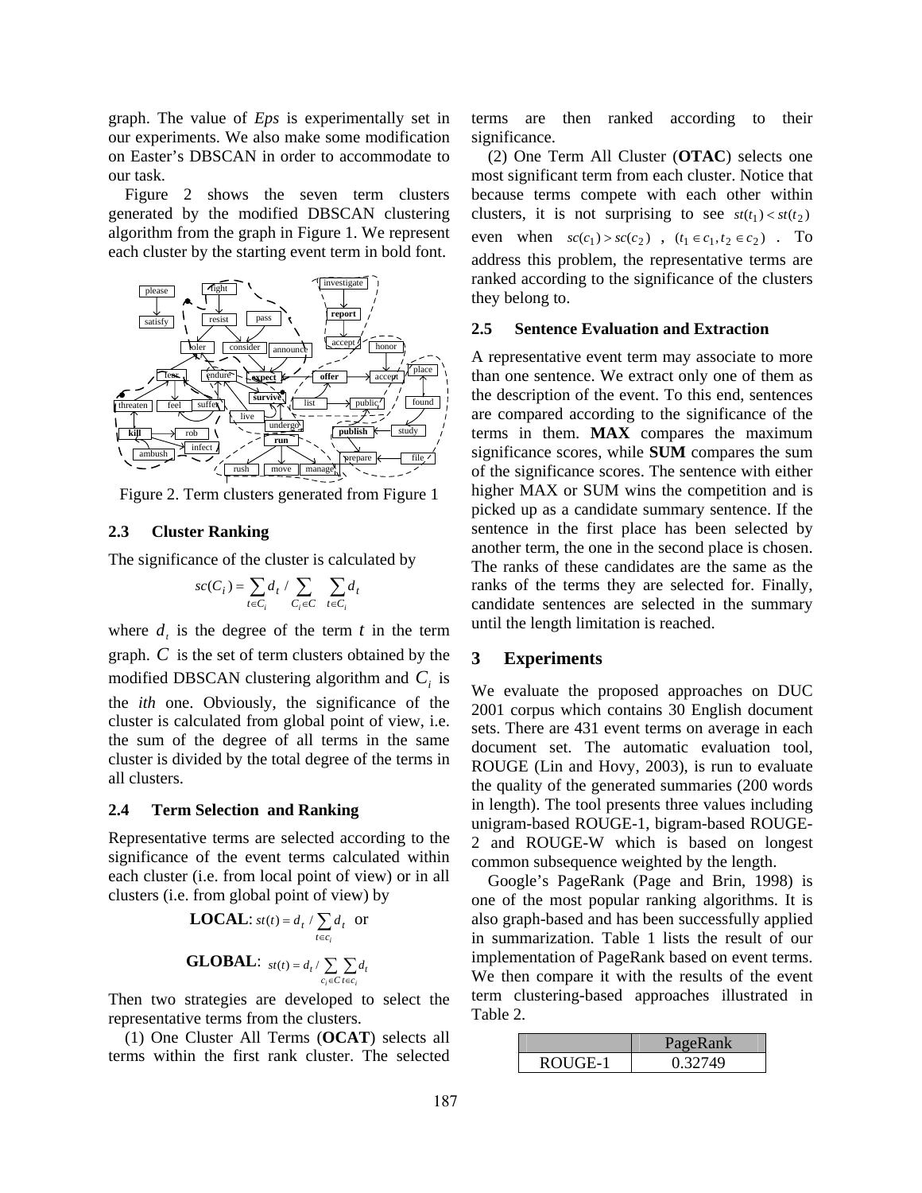graph. The value of *Eps* is experimentally set in our experiments. We also make some modification on Easter's DBSCAN in order to accommodate to our task.

Figure 2 shows the seven term clusters generated by the modified DBSCAN clustering algorithm from the graph in Figure 1. We represent each cluster by the starting event term in bold font.

Figure 2. Term clusters generated from Figure 1

### 2.3 Cluster Ranking

The significance of the cluster is calculated by

$$sc(C_i) = \sum_{t \in C_i} d_t \Big/ \sum_{C_i \in C} \sum_{t \in C_i} d_t$$

where $d_t$ is the degree of the term $t$ in the term graph. $C$ is the set of term clusters obtained by the modified DBSCAN clustering algorithm and $C_i$ is the *ith* one. Obviously, the significance of the cluster is calculated from global point of view, i.e. the sum of the degree of all terms in the same cluster is divided by the total degree of the terms in all clusters.

### 2.4 Term Selection and Ranking

Representative terms are selected according to the significance of the event terms calculated within each cluster (i.e. from local point of view) or in all clusters (i.e. from global point of view) by

**LOCAL**: $st(t) = d_t \Big/ \sum_{t \in c_i} d_t$ or

**GLOBAL**: $st(t) = d_t \Big/ \sum_{c_i \in C} \sum_{t \in c_i} d_t$

Then two strategies are developed to select the representative terms from the clusters.

(1) One Cluster All Terms (**OCAT**) selects all terms within the first rank cluster. The selected terms are then ranked according to their significance.

(2) One Term All Cluster (**OTAC**) selects one most significant term from each cluster. Notice that because terms compete with each other within clusters, it is not surprising to see $st(t_1) < st(t_2)$ even when $sc(c_1) > sc(c_2)$ , $(t_1 \in c_1, t_2 \in c_2)$ . To address this problem, the representative terms are ranked according to the significance of the clusters they belong to.

### 2.5 Sentence Evaluation and Extraction

A representative event term may associate to more than one sentence. We extract only one of them as the description of the event. To this end, sentences are compared according to the significance of the terms in them. **MAX** compares the maximum significance scores, while **SUM** compares the sum of the significance scores. The sentence with either higher MAX or SUM wins the competition and is picked up as a candidate summary sentence. If the sentence in the first place has been selected by another term, the one in the second place is chosen. The ranks of these candidates are the same as the ranks of the terms they are selected for. Finally, candidate sentences are selected in the summary until the length limitation is reached.

## 3 Experiments

We evaluate the proposed approaches on DUC 2001 corpus which contains 30 English document sets. There are 431 event terms on average in each document set. The automatic evaluation tool, ROUGE (Lin and Hovy, 2003), is run to evaluate the quality of the generated summaries (200 words in length). The tool presents three values including unigram-based ROUGE-1, bigram-based ROUGE-2 and ROUGE-W which is based on longest common subsequence weighted by the length.

Google's PageRank (Page and Brin, 1998) is one of the most popular ranking algorithms. It is also graph-based and has been successfully applied in summarization. Table 1 lists the result of our implementation of PageRank based on event terms. We then compare it with the results of the event term clustering-based approaches illustrated in Table 2.

| | PageRank |
|---|---|
| ROUGE-1 | 0.32749 |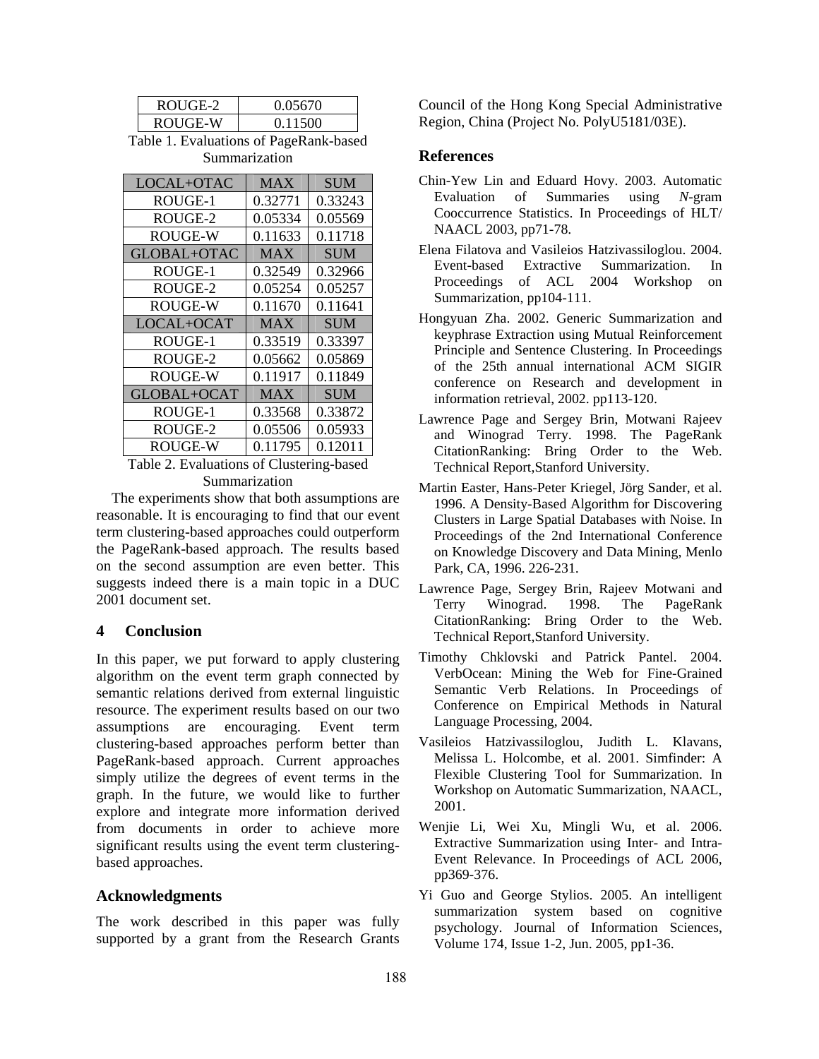| | |
|---|---|
| ROUGE-2 | 0.05670 |
| ROUGE-W | 0.11500 |

Table 1. Evaluations of PageRank-based Summarization

| LOCAL+OTAC | MAX | SUM |
|---|---|---|
| ROUGE-1 | 0.32771 | 0.33243 |
| ROUGE-2 | 0.05334 | 0.05569 |
| ROUGE-W | 0.11633 | 0.11718 |
| GLOBAL+OTAC | MAX | SUM |
| ROUGE-1 | 0.32549 | 0.32966 |
| ROUGE-2 | 0.05254 | 0.05257 |
| ROUGE-W | 0.11670 | 0.11641 |
| LOCAL+OCAT | MAX | SUM |
| ROUGE-1 | 0.33519 | 0.33397 |
| ROUGE-2 | 0.05662 | 0.05869 |
| ROUGE-W | 0.11917 | 0.11849 |
| GLOBAL+OCAT | MAX | SUM |
| ROUGE-1 | 0.33568 | 0.33872 |
| ROUGE-2 | 0.05506 | 0.05933 |
| ROUGE-W | 0.11795 | 0.12011 |

Table 2. Evaluations of Clustering-based Summarization

The experiments show that both assumptions are reasonable. It is encouraging to find that our event term clustering-based approaches could outperform the PageRank-based approach. The results based on the second assumption are even better. This suggests indeed there is a main topic in a DUC 2001 document set.

## 4 Conclusion

In this paper, we put forward to apply clustering algorithm on the event term graph connected by semantic relations derived from external linguistic resource. The experiment results based on our two assumptions are encouraging. Event term clustering-based approaches perform better than PageRank-based approach. Current approaches simply utilize the degrees of event terms in the graph. In the future, we would like to further explore and integrate more information derived from documents in order to achieve more significant results using the event term clustering-based approaches.

## Acknowledgments

The work described in this paper was fully supported by a grant from the Research Grants Council of the Hong Kong Special Administrative Region, China (Project No. PolyU5181/03E).

## References

Chin-Yew Lin and Eduard Hovy. 2003. Automatic Evaluation of Summaries using *N*-gram Cooccurrence Statistics. In Proceedings of HLT/ NAACL 2003, pp71-78.

Elena Filatova and Vasileios Hatzivassiloglou. 2004. Event-based Extractive Summarization. In Proceedings of ACL 2004 Workshop on Summarization, pp104-111.

Hongyuan Zha. 2002. Generic Summarization and keyphrase Extraction using Mutual Reinforcement Principle and Sentence Clustering. In Proceedings of the 25th annual international ACM SIGIR conference on Research and development in information retrieval, 2002. pp113-120.

Lawrence Page and Sergey Brin, Motwani Rajeev and Winograd Terry. 1998. The PageRank CitationRanking: Bring Order to the Web. Technical Report,Stanford University.

Martin Easter, Hans-Peter Kriegel, Jörg Sander, et al. 1996. A Density-Based Algorithm for Discovering Clusters in Large Spatial Databases with Noise. In Proceedings of the 2nd International Conference on Knowledge Discovery and Data Mining, Menlo Park, CA, 1996. 226-231.

Lawrence Page, Sergey Brin, Rajeev Motwani and Terry Winograd. 1998. The PageRank CitationRanking: Bring Order to the Web. Technical Report,Stanford University.

Timothy Chklovski and Patrick Pantel. 2004. VerbOcean: Mining the Web for Fine-Grained Semantic Verb Relations. In Proceedings of Conference on Empirical Methods in Natural Language Processing, 2004.

Vasileios Hatzivassiloglou, Judith L. Klavans, Melissa L. Holcombe, et al. 2001. Simfinder: A Flexible Clustering Tool for Summarization. In Workshop on Automatic Summarization, NAACL, 2001.

Wenjie Li, Wei Xu, Mingli Wu, et al. 2006. Extractive Summarization using Inter- and Intra- Event Relevance. In Proceedings of ACL 2006, pp369-376.

Yi Guo and George Stylios. 2005. An intelligent summarization system based on cognitive psychology. Journal of Information Sciences, Volume 174, Issue 1-2, Jun. 2005, pp1-36.